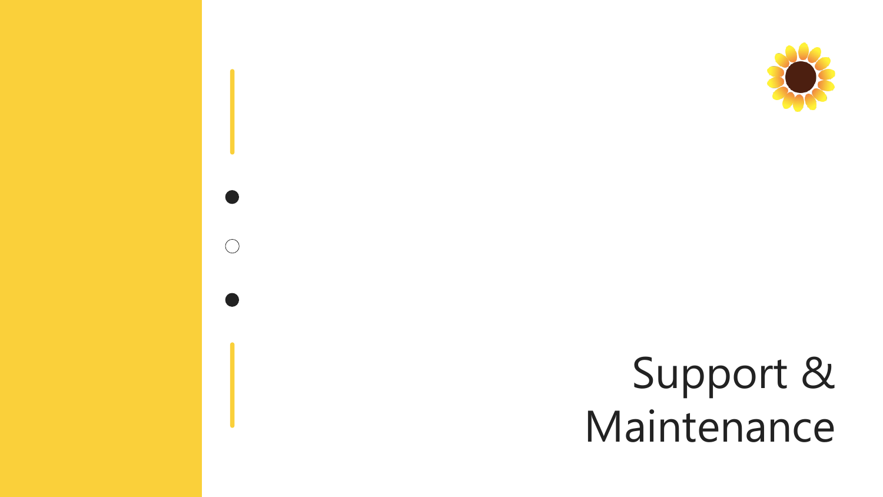# Support & Maintenance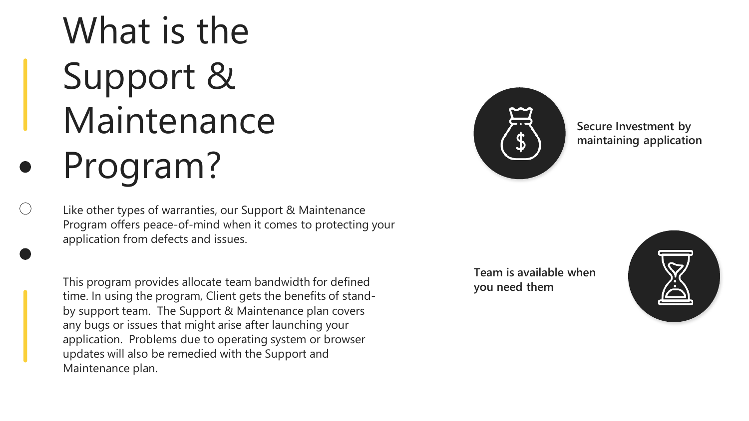# What is the Support & Maintenance Program?

Like other types of warranties, our Support & Maintenance Program offers peace-of-mind when it comes to protecting your application from defects and issues.

This program provides allocate team bandwidth for defined time. In using the program, Client gets the benefits of stand-by support team. The Support & Maintenance plan covers any bugs or issues that might arise after launching your application. Problems due to operating system or browser updates will also be remedied with the Support and Maintenance plan.

**Secure Investment by maintaining application**

**Team is available when you need them**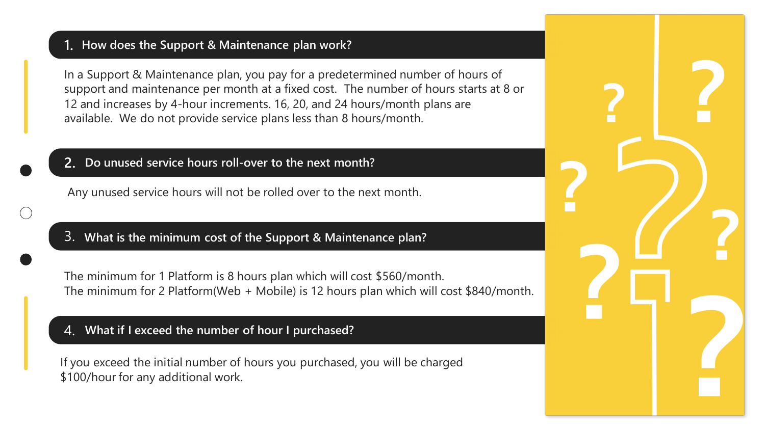## 1. How does the Support & Maintenance plan work?

In a Support & Maintenance plan, you pay for a predetermined number of hours of support and maintenance per month at a fixed cost. The number of hours starts at 8 or 12 and increases by 4-hour increments. 16, 20, and 24 hours/month plans are available. We do not provide service plans less than 8 hours/month.

## 2. Do unused service hours roll-over to the next month?

Any unused service hours will not be rolled over to the next month.

## 3. What is the minimum cost of the Support & Maintenance plan?

The minimum for 1 Platform is 8 hours plan which will cost $560/month.
The minimum for 2 Platform(Web + Mobile) is 12 hours plan which will cost $840/month.

## 4. What if I exceed the number of hour I purchased?

If you exceed the initial number of hours you purchased, you will be charged $100/hour for any additional work.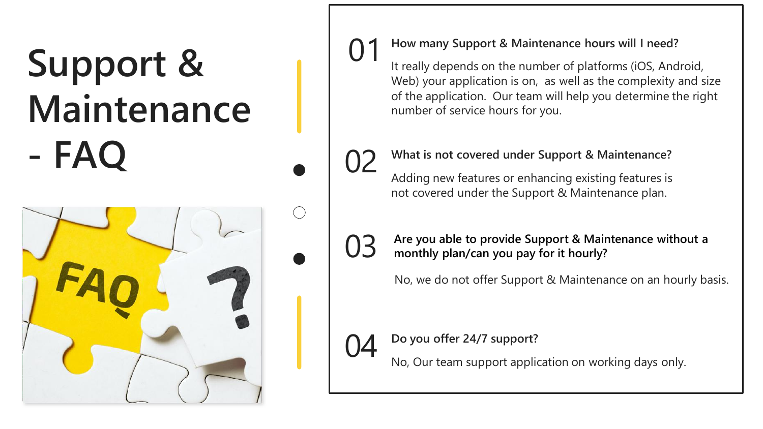# Support & Maintenance - FAQ

**01 How many Support & Maintenance hours will I need?**

It really depends on the number of platforms (iOS, Android, Web) your application is on, as well as the complexity and size of the application. Our team will help you determine the right number of service hours for you.

**02 What is not covered under Support & Maintenance?**

Adding new features or enhancing existing features is not covered under the Support & Maintenance plan.

**03 Are you able to provide Support & Maintenance without a monthly plan/can you pay for it hourly?**

No, we do not offer Support & Maintenance on an hourly basis.

**04 Do you offer 24/7 support?**

No, Our team support application on working days only.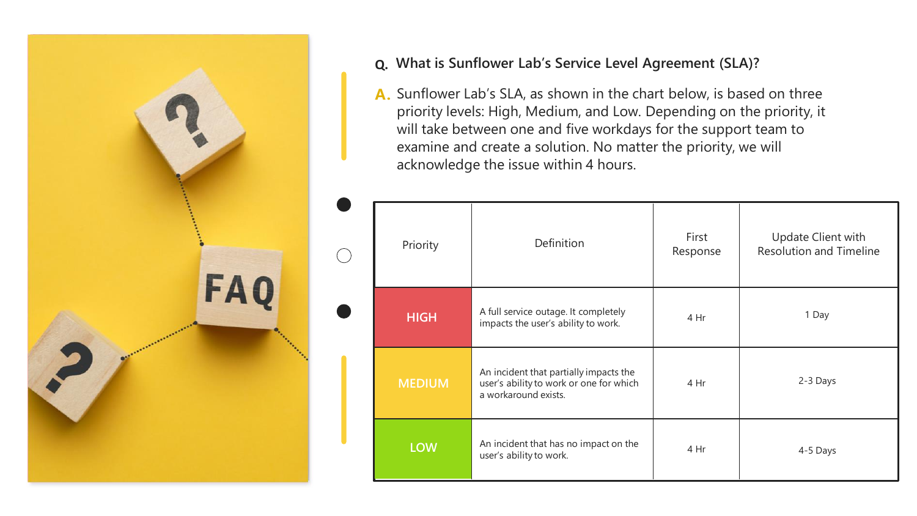**Q. What is Sunflower Lab's Service Level Agreement (SLA)?**

**A.** Sunflower Lab's SLA, as shown in the chart below, is based on three priority levels: High, Medium, and Low. Depending on the priority, it will take between one and five workdays for the support team to examine and create a solution. No matter the priority, we will acknowledge the issue within 4 hours.

| Priority | Definition | First Response | Update Client with Resolution and Timeline |
| --- | --- | --- | --- |
| HIGH | A full service outage. It completely impacts the user's ability to work. | 4 Hr | 1 Day |
| MEDIUM | An incident that partially impacts the user's ability to work or one for which a workaround exists. | 4 Hr | 2-3 Days |
| LOW | An incident that has no impact on the user's ability to work. | 4 Hr | 4-5 Days |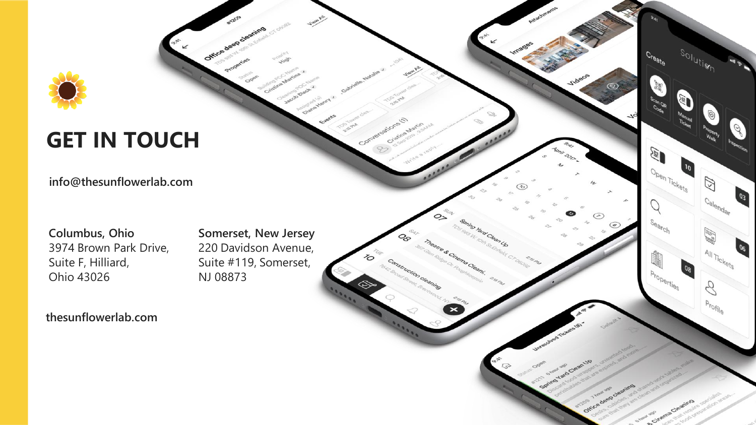# GET IN TOUCH

info@thesunflowerlab.com

**Columbus, Ohio**
3974 Brown Park Drive,
Suite F, Hilliard,
Ohio 43026

**Somerset, New Jersey**
220 Davidson Avenue,
Suite #119, Somerset,
NJ 08873

thesunflowerlab.com